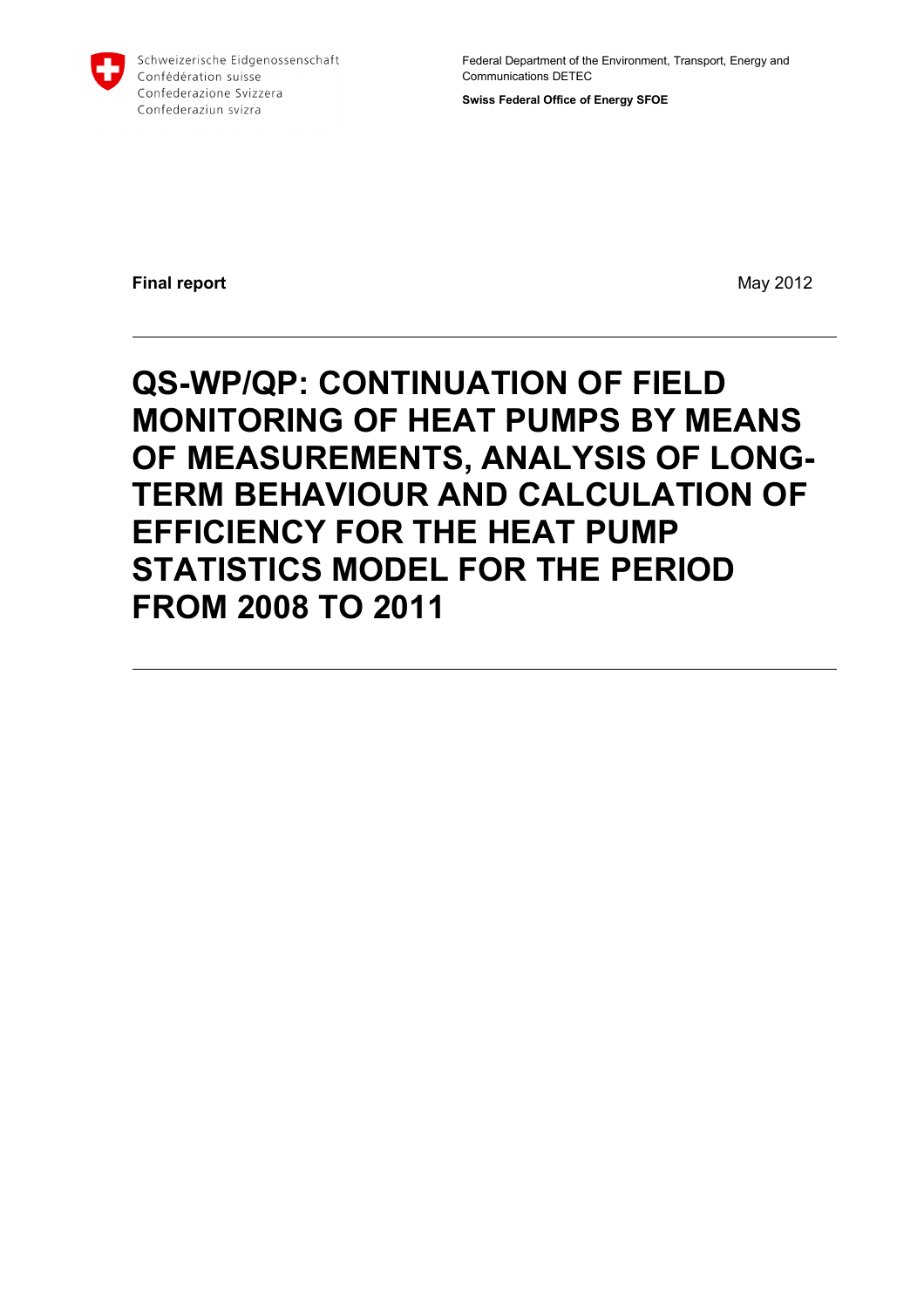Schweizerische Eidgenossenschaft
Confédération suisse
Confederazione Svizzera
Confederaziun svizra

Federal Department of the Environment, Transport, Energy and Communications DETEC

**Swiss Federal Office of Energy SFOE**

**Final report** May 2012

# QS-WP/QP: CONTINUATION OF FIELD MONITORING OF HEAT PUMPS BY MEANS OF MEASUREMENTS, ANALYSIS OF LONG-TERM BEHAVIOUR AND CALCULATION OF EFFICIENCY FOR THE HEAT PUMP STATISTICS MODEL FOR THE PERIOD FROM 2008 TO 2011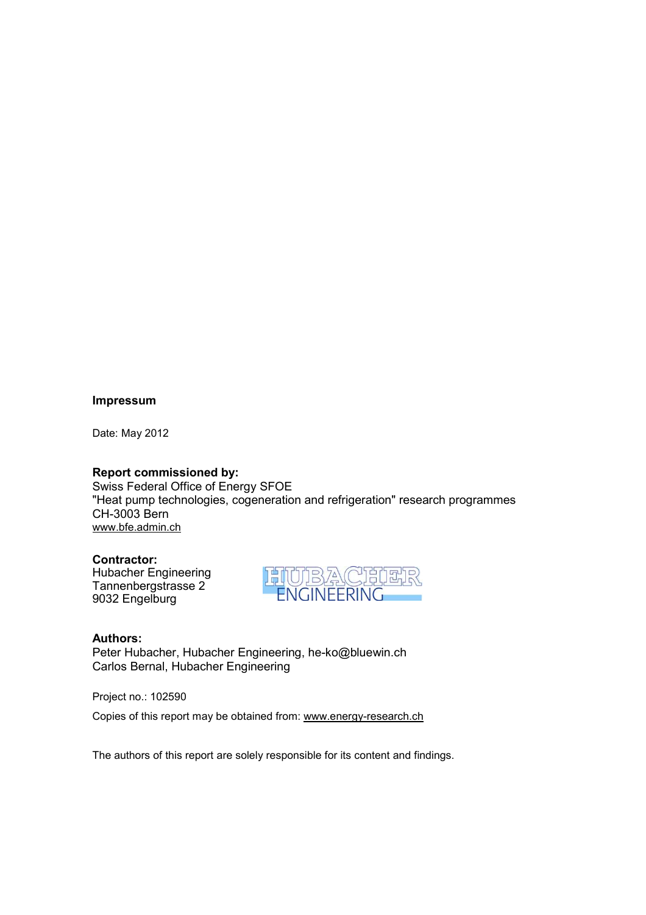**Impressum**

Date: May 2012

**Report commissioned by:**
Swiss Federal Office of Energy SFOE
"Heat pump technologies, cogeneration and refrigeration" research programmes
CH-3003 Bern
www.bfe.admin.ch

**Contractor:**
Hubacher Engineering
Tannenbergstrasse 2
9032 Engelburg

**Authors:**
Peter Hubacher, Hubacher Engineering, he-ko@bluewin.ch
Carlos Bernal, Hubacher Engineering

Project no.: 102590

Copies of this report may be obtained from: www.energy-research.ch

The authors of this report are solely responsible for its content and findings.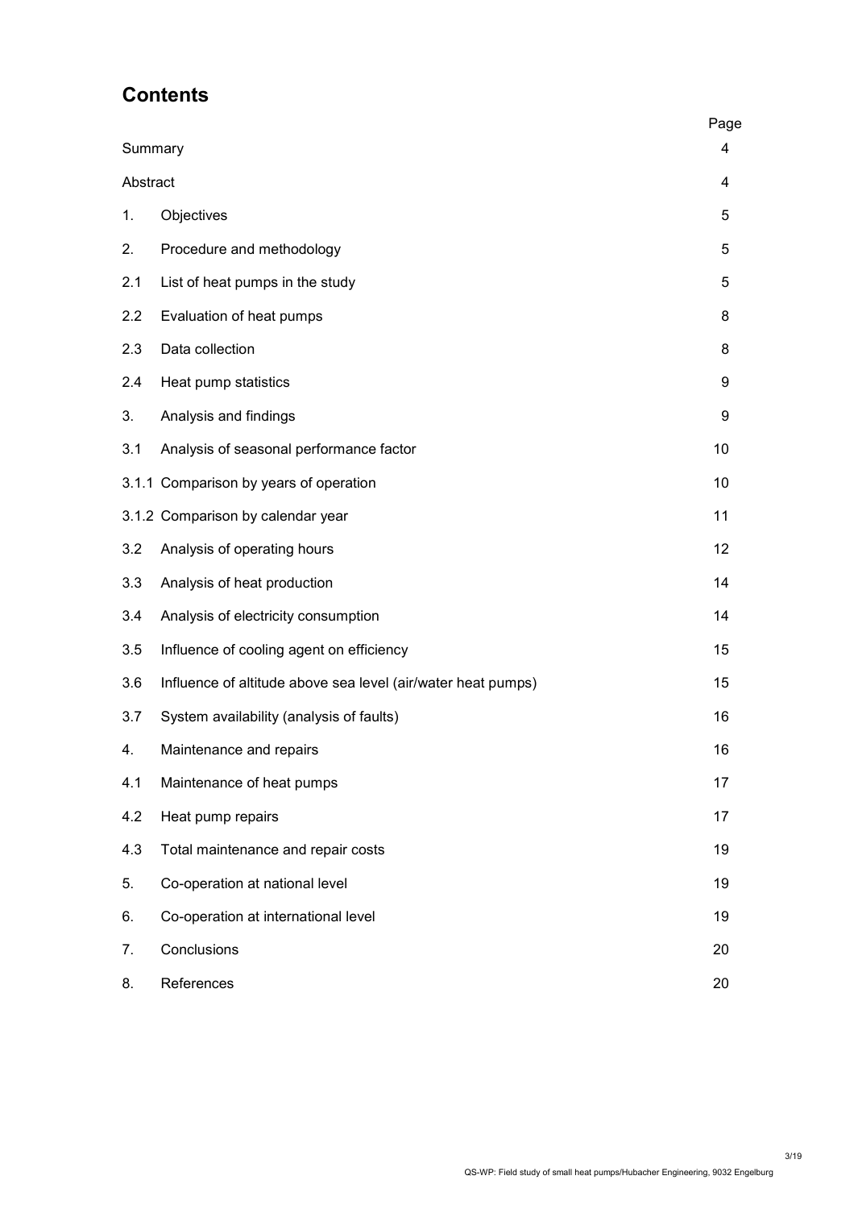# Contents

| | | Page |
|---|---|---|
| Summary | | 4 |
| Abstract | | 4 |
| 1. | Objectives | 5 |
| 2. | Procedure and methodology | 5 |
| 2.1 | List of heat pumps in the study | 5 |
| 2.2 | Evaluation of heat pumps | 8 |
| 2.3 | Data collection | 8 |
| 2.4 | Heat pump statistics | 9 |
| 3. | Analysis and findings | 9 |
| 3.1 | Analysis of seasonal performance factor | 10 |
| 3.1.1 | Comparison by years of operation | 10 |
| 3.1.2 | Comparison by calendar year | 11 |
| 3.2 | Analysis of operating hours | 12 |
| 3.3 | Analysis of heat production | 14 |
| 3.4 | Analysis of electricity consumption | 14 |
| 3.5 | Influence of cooling agent on efficiency | 15 |
| 3.6 | Influence of altitude above sea level (air/water heat pumps) | 15 |
| 3.7 | System availability (analysis of faults) | 16 |
| 4. | Maintenance and repairs | 16 |
| 4.1 | Maintenance of heat pumps | 17 |
| 4.2 | Heat pump repairs | 17 |
| 4.3 | Total maintenance and repair costs | 19 |
| 5. | Co-operation at national level | 19 |
| 6. | Co-operation at international level | 19 |
| 7. | Conclusions | 20 |
| 8. | References | 20 |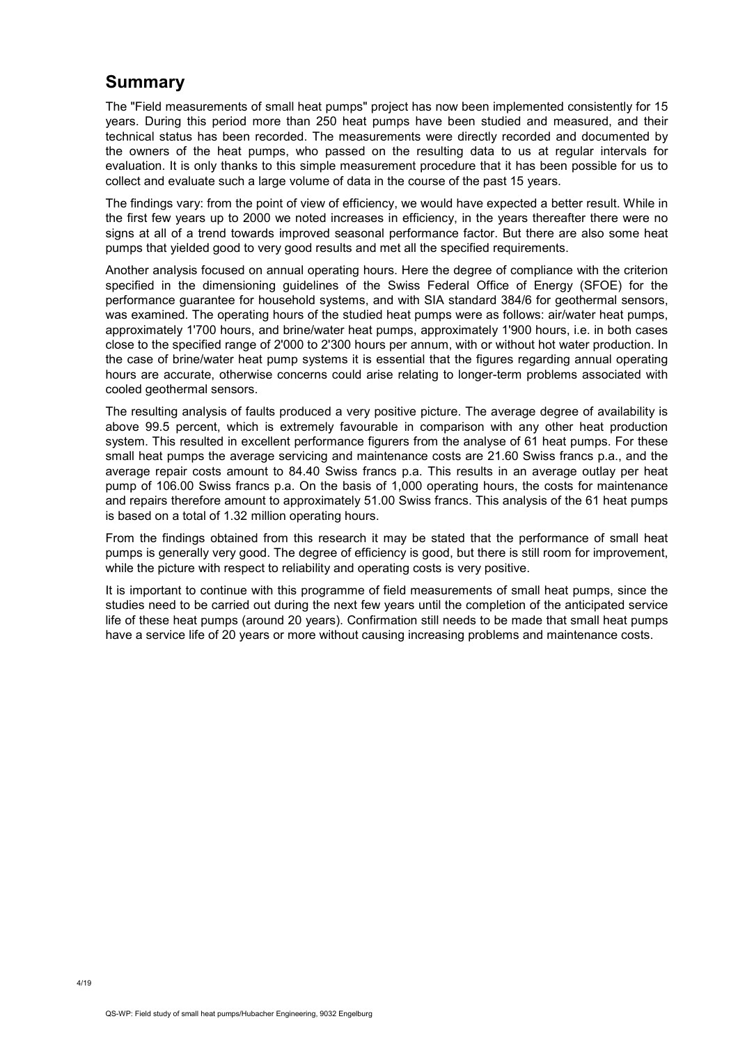## Summary

The "Field measurements of small heat pumps" project has now been implemented consistently for 15 years. During this period more than 250 heat pumps have been studied and measured, and their technical status has been recorded. The measurements were directly recorded and documented by the owners of the heat pumps, who passed on the resulting data to us at regular intervals for evaluation. It is only thanks to this simple measurement procedure that it has been possible for us to collect and evaluate such a large volume of data in the course of the past 15 years.

The findings vary: from the point of view of efficiency, we would have expected a better result. While in the first few years up to 2000 we noted increases in efficiency, in the years thereafter there were no signs at all of a trend towards improved seasonal performance factor. But there are also some heat pumps that yielded good to very good results and met all the specified requirements.

Another analysis focused on annual operating hours. Here the degree of compliance with the criterion specified in the dimensioning guidelines of the Swiss Federal Office of Energy (SFOE) for the performance guarantee for household systems, and with SIA standard 384/6 for geothermal sensors, was examined. The operating hours of the studied heat pumps were as follows: air/water heat pumps, approximately 1'700 hours, and brine/water heat pumps, approximately 1'900 hours, i.e. in both cases close to the specified range of 2'000 to 2'300 hours per annum, with or without hot water production. In the case of brine/water heat pump systems it is essential that the figures regarding annual operating hours are accurate, otherwise concerns could arise relating to longer-term problems associated with cooled geothermal sensors.

The resulting analysis of faults produced a very positive picture. The average degree of availability is above 99.5 percent, which is extremely favourable in comparison with any other heat production system. This resulted in excellent performance figurers from the analyse of 61 heat pumps. For these small heat pumps the average servicing and maintenance costs are 21.60 Swiss francs p.a., and the average repair costs amount to 84.40 Swiss francs p.a. This results in an average outlay per heat pump of 106.00 Swiss francs p.a. On the basis of 1,000 operating hours, the costs for maintenance and repairs therefore amount to approximately 51.00 Swiss francs. This analysis of the 61 heat pumps is based on a total of 1.32 million operating hours.

From the findings obtained from this research it may be stated that the performance of small heat pumps is generally very good. The degree of efficiency is good, but there is still room for improvement, while the picture with respect to reliability and operating costs is very positive.

It is important to continue with this programme of field measurements of small heat pumps, since the studies need to be carried out during the next few years until the completion of the anticipated service life of these heat pumps (around 20 years). Confirmation still needs to be made that small heat pumps have a service life of 20 years or more without causing increasing problems and maintenance costs.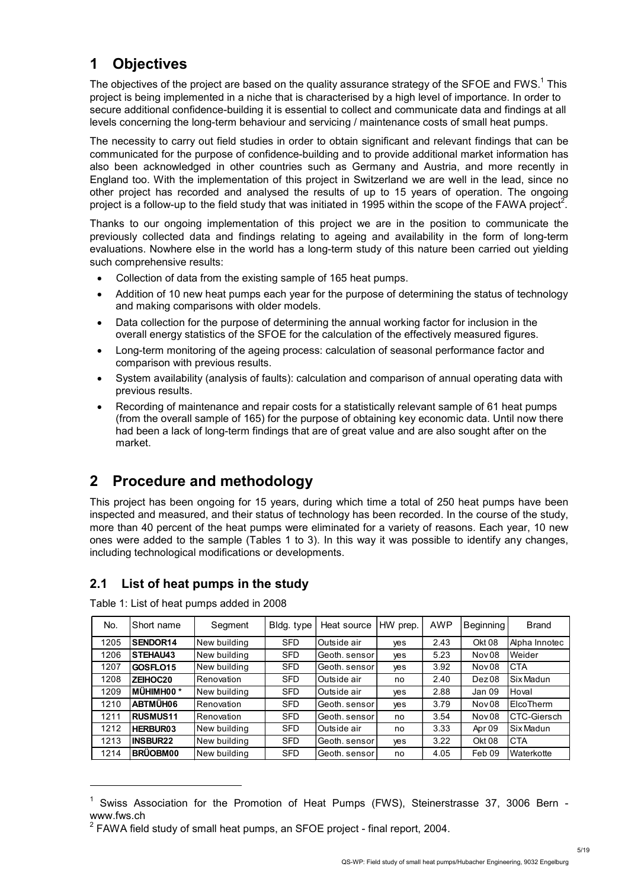# 1 Objectives

The objectives of the project are based on the quality assurance strategy of the SFOE and FWS.[1] This project is being implemented in a niche that is characterised by a high level of importance. In order to secure additional confidence-building it is essential to collect and communicate data and findings at all levels concerning the long-term behaviour and servicing / maintenance costs of small heat pumps.

The necessity to carry out field studies in order to obtain significant and relevant findings that can be communicated for the purpose of confidence-building and to provide additional market information has also been acknowledged in other countries such as Germany and Austria, and more recently in England too. With the implementation of this project in Switzerland we are well in the lead, since no other project has recorded and analysed the results of up to 15 years of operation. The ongoing project is a follow-up to the field study that was initiated in 1995 within the scope of the FAWA project[2].

Thanks to our ongoing implementation of this project we are in the position to communicate the previously collected data and findings relating to ageing and availability in the form of long-term evaluations. Nowhere else in the world has a long-term study of this nature been carried out yielding such comprehensive results:

- Collection of data from the existing sample of 165 heat pumps.
- Addition of 10 new heat pumps each year for the purpose of determining the status of technology and making comparisons with older models.
- Data collection for the purpose of determining the annual working factor for inclusion in the overall energy statistics of the SFOE for the calculation of the effectively measured figures.
- Long-term monitoring of the ageing process: calculation of seasonal performance factor and comparison with previous results.
- System availability (analysis of faults): calculation and comparison of annual operating data with previous results.
- Recording of maintenance and repair costs for a statistically relevant sample of 61 heat pumps (from the overall sample of 165) for the purpose of obtaining key economic data. Until now there had been a lack of long-term findings that are of great value and are also sought after on the market.

# 2 Procedure and methodology

This project has been ongoing for 15 years, during which time a total of 250 heat pumps have been inspected and measured, and their status of technology has been recorded. In the course of the study, more than 40 percent of the heat pumps were eliminated for a variety of reasons. Each year, 10 new ones were added to the sample (Tables 1 to 3). In this way it was possible to identify any changes, including technological modifications or developments.

## 2.1 List of heat pumps in the study

Table 1: List of heat pumps added in 2008

| No. | Short name | Segment | Bldg. type | Heat source | HW prep. | AWP | Beginning | Brand |
|---|---|---|---|---|---|---|---|---|
| 1205 | **SENDOR14** | New building | SFD | Outside air | yes | 2.43 | Okt 08 | Alpha Innotec |
| 1206 | **STEHAU43** | New building | SFD | Geoth. sensor | yes | 5.23 | Nov08 | Weider |
| 1207 | **GOSFLO15** | New building | SFD | Geoth. sensor | yes | 3.92 | Nov08 | CTA |
| 1208 | **ZEIHOC20** | Renovation | SFD | Outside air | no | 2.40 | Dez08 | Six Madun |
| 1209 | **MÜHIMH00 \*** | New building | SFD | Outside air | yes | 2.88 | Jan 09 | Hoval |
| 1210 | **ABTMÜH06** | Renovation | SFD | Geoth. sensor | yes | 3.79 | Nov08 | ElcoTherm |
| 1211 | **RUSMUS11** | Renovation | SFD | Geoth. sensor | no | 3.54 | Nov08 | CTC-Giersch |
| 1212 | **HERBUR03** | New building | SFD | Outside air | no | 3.33 | Apr 09 | Six Madun |
| 1213 | **INSBUR22** | New building | SFD | Geoth. sensor | yes | 3.22 | Okt 08 | CTA |
| 1214 | **BRÜOBM00** | New building | SFD | Geoth. sensor | no | 4.05 | Feb 09 | Waterkotte |

[1] Swiss Association for the Promotion of Heat Pumps (FWS), Steinerstrasse 37, 3006 Bern - www.fws.ch

[2] FAWA field study of small heat pumps, an SFOE project - final report, 2004.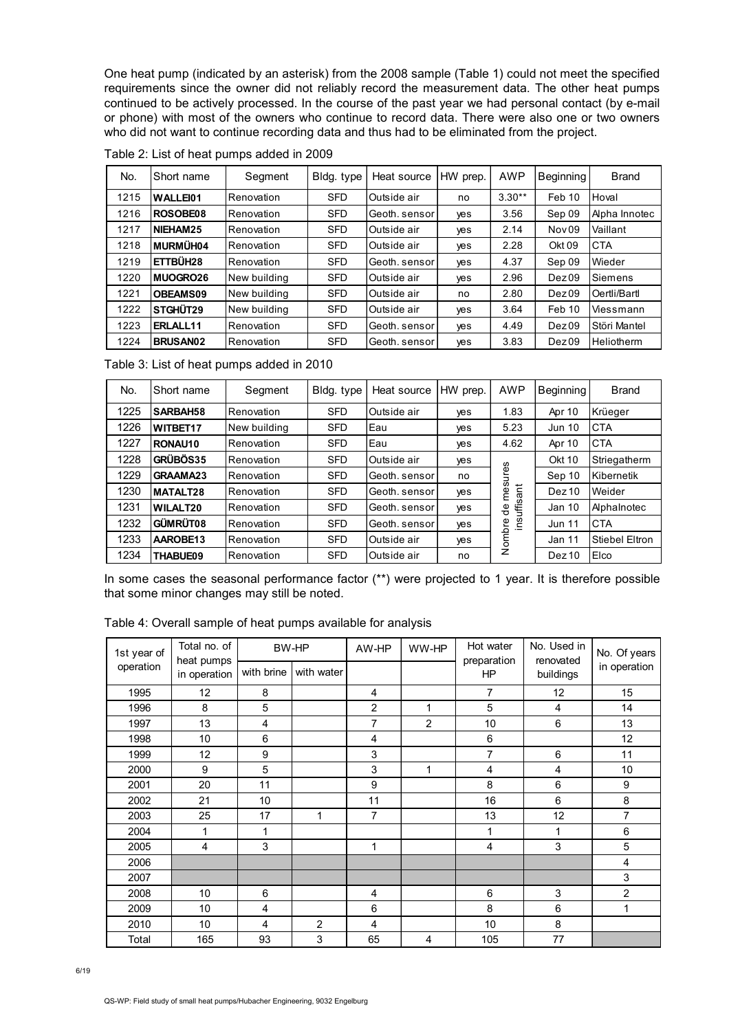One heat pump (indicated by an asterisk) from the 2008 sample (Table 1) could not meet the specified requirements since the owner did not reliably record the measurement data. The other heat pumps continued to be actively processed. In the course of the past year we had personal contact (by e-mail or phone) with most of the owners who continue to record data. There were also one or two owners who did not want to continue recording data and thus had to be eliminated from the project.

Table 2: List of heat pumps added in 2009

| No. | Short name | Segment | Bldg. type | Heat source | HW prep. | AWP | Beginning | Brand |
|---|---|---|---|---|---|---|---|---|
| 1215 | **WALLEI01** | Renovation | SFD | Outside air | no | 3.30** | Feb 10 | Hoval |
| 1216 | **ROSOBE08** | Renovation | SFD | Geoth. sensor | yes | 3.56 | Sep 09 | Alpha Innotec |
| 1217 | **NIEHAM25** | Renovation | SFD | Outside air | yes | 2.14 | Nov 09 | Vaillant |
| 1218 | **MURMÜH04** | Renovation | SFD | Outside air | yes | 2.28 | Okt 09 | CTA |
| 1219 | **ETTBÜH28** | Renovation | SFD | Geoth. sensor | yes | 4.37 | Sep 09 | Wieder |
| 1220 | **MUOGRO26** | New building | SFD | Outside air | yes | 2.96 | Dez 09 | Siemens |
| 1221 | **OBEAMS09** | New building | SFD | Outside air | no | 2.80 | Dez 09 | Oertli/Bartl |
| 1222 | **STGHÜT29** | New building | SFD | Outside air | yes | 3.64 | Feb 10 | Viessmann |
| 1223 | **ERLALL11** | Renovation | SFD | Geoth. sensor | yes | 4.49 | Dez 09 | Störi Mantel |
| 1224 | **BRUSAN02** | Renovation | SFD | Geoth. sensor | yes | 3.83 | Dez 09 | Heliotherm |

Table 3: List of heat pumps added in 2010

| No. | Short name | Segment | Bldg. type | Heat source | HW prep. | AWP | Beginning | Brand |
|---|---|---|---|---|---|---|---|---|
| 1225 | **SARBAH58** | Renovation | SFD | Outside air | yes | 1.83 | Apr 10 | Krüeger |
| 1226 | **WITBET17** | New building | SFD | Eau | yes | 5.23 | Jun 10 | CTA |
| 1227 | **RONAU10** | Renovation | SFD | Eau | yes | 4.62 | Apr 10 | CTA |
| 1228 | **GRÜBÖS35** | Renovation | SFD | Outside air | yes | Nombre de mesures insuffisant | Okt 10 | Striegatherm |
| 1229 | **GRAAMA23** | Renovation | SFD | Geoth. sensor | no | | Sep 10 | Kibernetik |
| 1230 | **MATALT28** | Renovation | SFD | Geoth. sensor | yes | | Dez 10 | Weider |
| 1231 | **WILALT20** | Renovation | SFD | Geoth. sensor | yes | | Jan 10 | AlphaInotec |
| 1232 | **GÜMRÜT08** | Renovation | SFD | Geoth. sensor | yes | | Jun 11 | CTA |
| 1233 | **AAROBE13** | Renovation | SFD | Outside air | yes | | Jan 11 | Stiebel Eltron |
| 1234 | **THABUE09** | Renovation | SFD | Outside air | no | | Dez 10 | Elco |

In some cases the seasonal performance factor (**) were projected to 1 year. It is therefore possible that some minor changes may still be noted.

Table 4: Overall sample of heat pumps available for analysis

| 1st year of operation | Total no. of heat pumps in operation | BW-HP | | AW-HP | WW-HP | Hot water preparation HP | No. Used in renovated buildings | No. Of years in operation |
|---|---|---|---|---|---|---|---|---|
| | | with brine | with water | | | | | |
| 1995 | 12 | 8 | | 4 | | 7 | 12 | 15 |
| 1996 | 8 | 5 | | 2 | 1 | 5 | 4 | 14 |
| 1997 | 13 | 4 | | 7 | 2 | 10 | 6 | 13 |
| 1998 | 10 | 6 | | 4 | | 6 | | 12 |
| 1999 | 12 | 9 | | 3 | | 7 | 6 | 11 |
| 2000 | 9 | 5 | | 3 | 1 | 4 | 4 | 10 |
| 2001 | 20 | 11 | | 9 | | 8 | 6 | 9 |
| 2002 | 21 | 10 | | 11 | | 16 | 6 | 8 |
| 2003 | 25 | 17 | 1 | 7 | | 13 | 12 | 7 |
| 2004 | 1 | 1 | | | | 1 | 1 | 6 |
| 2005 | 4 | 3 | | 1 | | 4 | 3 | 5 |
| 2006 | | | | | | | | 4 |
| 2007 | | | | | | | | 3 |
| 2008 | 10 | 6 | | 4 | | 6 | 3 | 2 |
| 2009 | 10 | 4 | | 6 | | 8 | 6 | 1 |
| 2010 | 10 | 4 | 2 | 4 | | 10 | 8 | |
| Total | 165 | 93 | 3 | 65 | 4 | 105 | 77 | |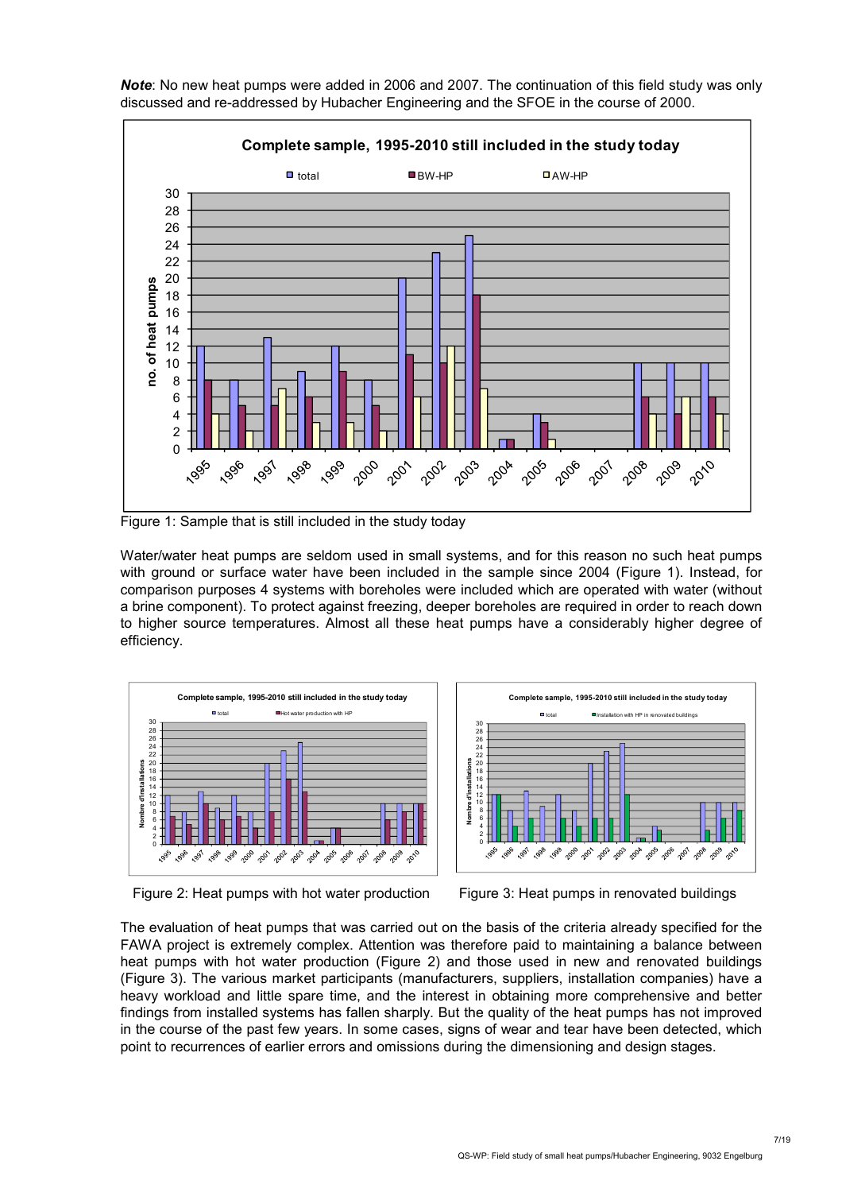***Note***: No new heat pumps were added in 2006 and 2007. The continuation of this field study was only discussed and re-addressed by Hubacher Engineering and the SFOE in the course of 2000.

Figure 1: Sample that is still included in the study today

Water/water heat pumps are seldom used in small systems, and for this reason no such heat pumps with ground or surface water have been included in the sample since 2004 (Figure 1). Instead, for comparison purposes 4 systems with boreholes were included which are operated with water (without a brine component). To protect against freezing, deeper boreholes are required in order to reach down to higher source temperatures. Almost all these heat pumps have a considerably higher degree of efficiency.

Figure 2: Heat pumps with hot water production

Figure 3: Heat pumps in renovated buildings

The evaluation of heat pumps that was carried out on the basis of the criteria already specified for the FAWA project is extremely complex. Attention was therefore paid to maintaining a balance between heat pumps with hot water production (Figure 2) and those used in new and renovated buildings (Figure 3). The various market participants (manufacturers, suppliers, installation companies) have a heavy workload and little spare time, and the interest in obtaining more comprehensive and better findings from installed systems has fallen sharply. But the quality of the heat pumps has not improved in the course of the past few years. In some cases, signs of wear and tear have been detected, which point to recurrences of earlier errors and omissions during the dimensioning and design stages.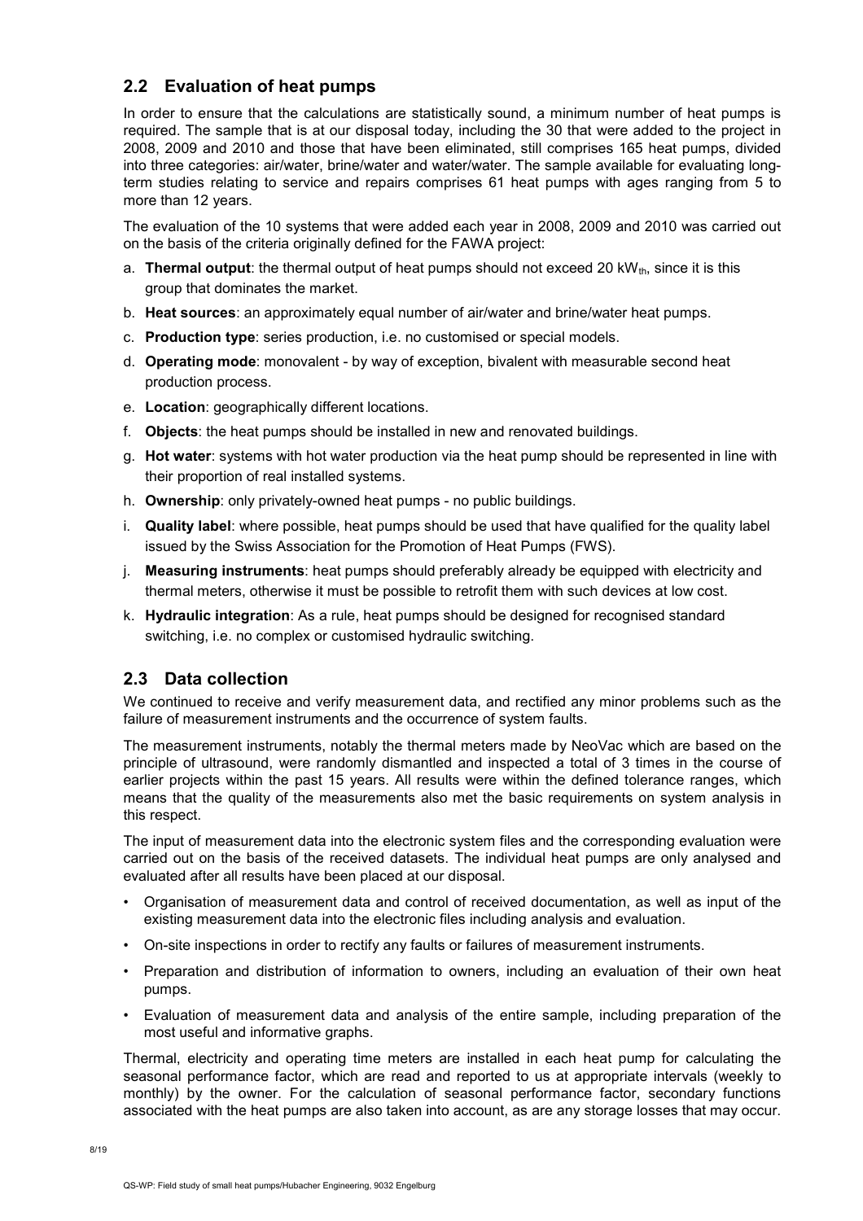## 2.2 Evaluation of heat pumps

In order to ensure that the calculations are statistically sound, a minimum number of heat pumps is required. The sample that is at our disposal today, including the 30 that were added to the project in 2008, 2009 and 2010 and those that have been eliminated, still comprises 165 heat pumps, divided into three categories: air/water, brine/water and water/water. The sample available for evaluating long-term studies relating to service and repairs comprises 61 heat pumps with ages ranging from 5 to more than 12 years.

The evaluation of the 10 systems that were added each year in 2008, 2009 and 2010 was carried out on the basis of the criteria originally defined for the FAWA project:

a. **Thermal output**: the thermal output of heat pumps should not exceed 20 $kW_{th}$, since it is this group that dominates the market.
b. **Heat sources**: an approximately equal number of air/water and brine/water heat pumps.
c. **Production type**: series production, i.e. no customised or special models.
d. **Operating mode**: monovalent - by way of exception, bivalent with measurable second heat production process.
e. **Location**: geographically different locations.
f. **Objects**: the heat pumps should be installed in new and renovated buildings.
g. **Hot water**: systems with hot water production via the heat pump should be represented in line with their proportion of real installed systems.
h. **Ownership**: only privately-owned heat pumps - no public buildings.
i. **Quality label**: where possible, heat pumps should be used that have qualified for the quality label issued by the Swiss Association for the Promotion of Heat Pumps (FWS).
j. **Measuring instruments**: heat pumps should preferably already be equipped with electricity and thermal meters, otherwise it must be possible to retrofit them with such devices at low cost.
k. **Hydraulic integration**: As a rule, heat pumps should be designed for recognised standard switching, i.e. no complex or customised hydraulic switching.

## 2.3 Data collection

We continued to receive and verify measurement data, and rectified any minor problems such as the failure of measurement instruments and the occurrence of system faults.

The measurement instruments, notably the thermal meters made by NeoVac which are based on the principle of ultrasound, were randomly dismantled and inspected a total of 3 times in the course of earlier projects within the past 15 years. All results were within the defined tolerance ranges, which means that the quality of the measurements also met the basic requirements on system analysis in this respect.

The input of measurement data into the electronic system files and the corresponding evaluation were carried out on the basis of the received datasets. The individual heat pumps are only analysed and evaluated after all results have been placed at our disposal.

- Organisation of measurement data and control of received documentation, as well as input of the existing measurement data into the electronic files including analysis and evaluation.
- On-site inspections in order to rectify any faults or failures of measurement instruments.
- Preparation and distribution of information to owners, including an evaluation of their own heat pumps.
- Evaluation of measurement data and analysis of the entire sample, including preparation of the most useful and informative graphs.

Thermal, electricity and operating time meters are installed in each heat pump for calculating the seasonal performance factor, which are read and reported to us at appropriate intervals (weekly to monthly) by the owner. For the calculation of seasonal performance factor, secondary functions associated with the heat pumps are also taken into account, as are any storage losses that may occur.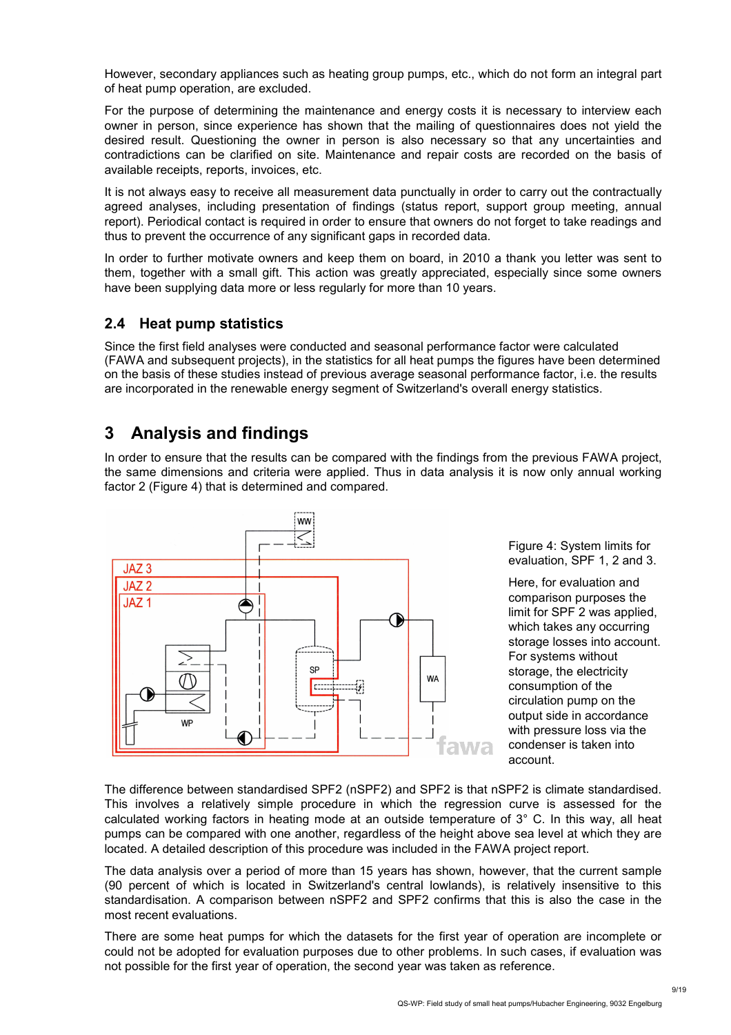However, secondary appliances such as heating group pumps, etc., which do not form an integral part of heat pump operation, are excluded.

For the purpose of determining the maintenance and energy costs it is necessary to interview each owner in person, since experience has shown that the mailing of questionnaires does not yield the desired result. Questioning the owner in person is also necessary so that any uncertainties and contradictions can be clarified on site. Maintenance and repair costs are recorded on the basis of available receipts, reports, invoices, etc.

It is not always easy to receive all measurement data punctually in order to carry out the contractually agreed analyses, including presentation of findings (status report, support group meeting, annual report). Periodical contact is required in order to ensure that owners do not forget to take readings and thus to prevent the occurrence of any significant gaps in recorded data.

In order to further motivate owners and keep them on board, in 2010 a thank you letter was sent to them, together with a small gift. This action was greatly appreciated, especially since some owners have been supplying data more or less regularly for more than 10 years.

## 2.4 Heat pump statistics

Since the first field analyses were conducted and seasonal performance factor were calculated (FAWA and subsequent projects), in the statistics for all heat pumps the figures have been determined on the basis of these studies instead of previous average seasonal performance factor, i.e. the results are incorporated in the renewable energy segment of Switzerland's overall energy statistics.

# 3 Analysis and findings

In order to ensure that the results can be compared with the findings from the previous FAWA project, the same dimensions and criteria were applied. Thus in data analysis it is now only annual working factor 2 (Figure 4) that is determined and compared.

Figure 4: System limits for evaluation, SPF 1, 2 and 3.

Here, for evaluation and comparison purposes the limit for SPF 2 was applied, which takes any occurring storage losses into account. For systems without storage, the electricity consumption of the circulation pump on the output side in accordance with pressure loss via the condenser is taken into account.

The difference between standardised SPF2 (nSPF2) and SPF2 is that nSPF2 is climate standardised. This involves a relatively simple procedure in which the regression curve is assessed for the calculated working factors in heating mode at an outside temperature of 3° C. In this way, all heat pumps can be compared with one another, regardless of the height above sea level at which they are located. A detailed description of this procedure was included in the FAWA project report.

The data analysis over a period of more than 15 years has shown, however, that the current sample (90 percent of which is located in Switzerland's central lowlands), is relatively insensitive to this standardisation. A comparison between nSPF2 and SPF2 confirms that this is also the case in the most recent evaluations.

There are some heat pumps for which the datasets for the first year of operation are incomplete or could not be adopted for evaluation purposes due to other problems. In such cases, if evaluation was not possible for the first year of operation, the second year was taken as reference.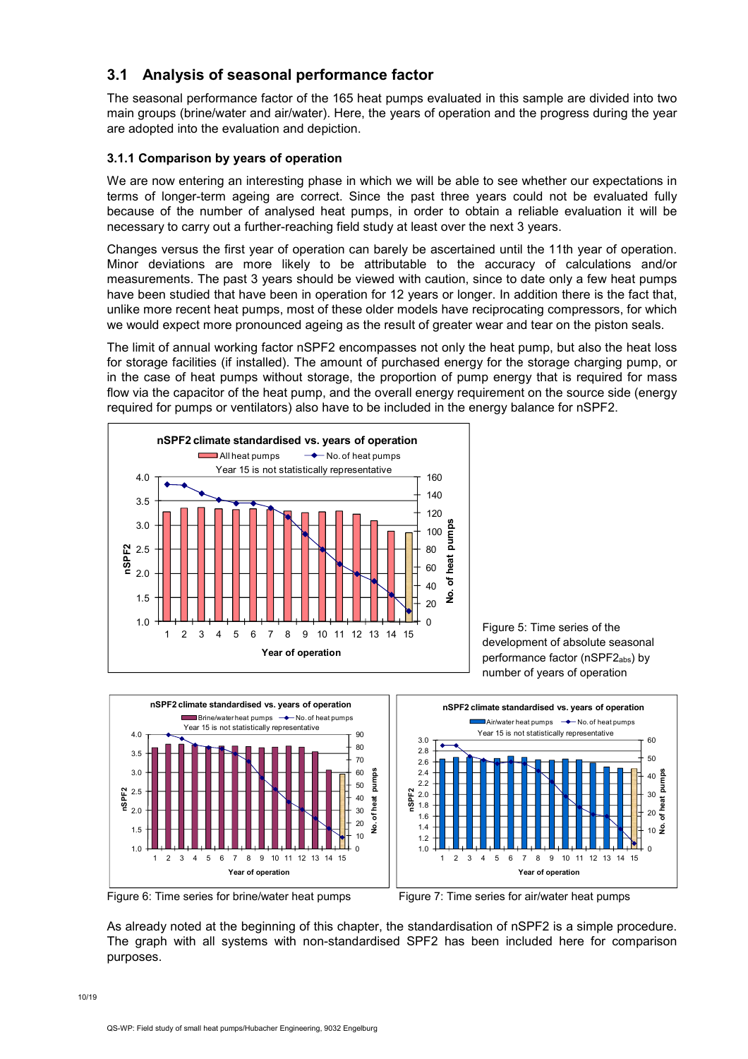## 3.1 Analysis of seasonal performance factor

The seasonal performance factor of the 165 heat pumps evaluated in this sample are divided into two main groups (brine/water and air/water). Here, the years of operation and the progress during the year are adopted into the evaluation and depiction.

### 3.1.1 Comparison by years of operation

We are now entering an interesting phase in which we will be able to see whether our expectations in terms of longer-term ageing are correct. Since the past three years could not be evaluated fully because of the number of analysed heat pumps, in order to obtain a reliable evaluation it will be necessary to carry out a further-reaching field study at least over the next 3 years.

Changes versus the first year of operation can barely be ascertained until the 11th year of operation. Minor deviations are more likely to be attributable to the accuracy of calculations and/or measurements. The past 3 years should be viewed with caution, since to date only a few heat pumps have been studied that have been in operation for 12 years or longer. In addition there is the fact that, unlike more recent heat pumps, most of these older models have reciprocating compressors, for which we would expect more pronounced ageing as the result of greater wear and tear on the piston seals.

The limit of annual working factor nSPF2 encompasses not only the heat pump, but also the heat loss for storage facilities (if installed). The amount of purchased energy for the storage charging pump, or in the case of heat pumps without storage, the proportion of pump energy that is required for mass flow via the capacitor of the heat pump, and the overall energy requirement on the source side (energy required for pumps or ventilators) also have to be included in the energy balance for nSPF2.

Figure 5: Time series of the development of absolute seasonal performance factor ($nSPF2_{abs}$) by number of years of operation

Figure 6: Time series for brine/water heat pumps

Figure 7: Time series for air/water heat pumps

As already noted at the beginning of this chapter, the standardisation of nSPF2 is a simple procedure. The graph with all systems with non-standardised SPF2 has been included here for comparison purposes.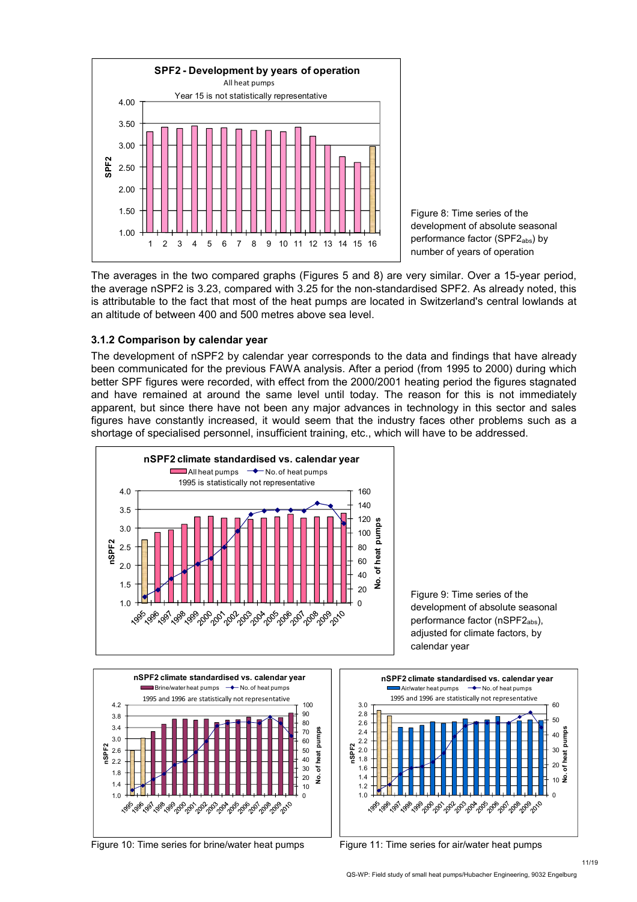Figure 8: Time series of the development of absolute seasonal performance factor ($SPF2_{abs}$) by number of years of operation

The averages in the two compared graphs (Figures 5 and 8) are very similar. Over a 15-year period, the average nSPF2 is 3.23, compared with 3.25 for the non-standardised SPF2. As already noted, this is attributable to the fact that most of the heat pumps are located in Switzerland's central lowlands at an altitude of between 400 and 500 metres above sea level.

### 3.1.2 Comparison by calendar year

The development of nSPF2 by calendar year corresponds to the data and findings that have already been communicated for the previous FAWA analysis. After a period (from 1995 to 2000) during which better SPF figures were recorded, with effect from the 2000/2001 heating period the figures stagnated and have remained at around the same level until today. The reason for this is not immediately apparent, but since there have not been any major advances in technology in this sector and sales figures have constantly increased, it would seem that the industry faces other problems such as a shortage of specialised personnel, insufficient training, etc., which will have to be addressed.

Figure 9: Time series of the development of absolute seasonal performance factor ($nSPF2_{abs}$), adjusted for climate factors, by calendar year

Figure 10: Time series for brine/water heat pumps

Figure 11: Time series for air/water heat pumps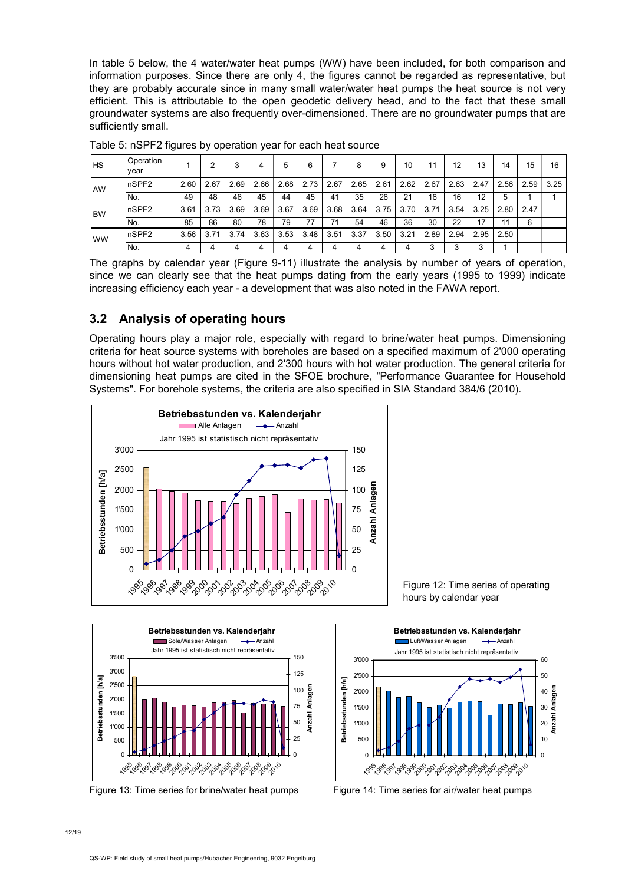In table 5 below, the 4 water/water heat pumps (WW) have been included, for both comparison and information purposes. Since there are only 4, the figures cannot be regarded as representative, but they are probably accurate since in many small water/water heat pumps the heat source is not very efficient. This is attributable to the open geodetic delivery head, and to the fact that these small groundwater systems are also frequently over-dimensioned. There are no groundwater pumps that are sufficiently small.

Table 5: nSPF2 figures by operation year for each heat source

| HS | Operation year | 1 | 2 | 3 | 4 | 5 | 6 | 7 | 8 | 9 | 10 | 11 | 12 | 13 | 14 | 15 | 16 |
|---|---|---|---|---|---|---|---|---|---|---|---|---|---|---|---|---|---|
| AW | nSPF2 | 2.60 | 2.67 | 2.69 | 2.66 | 2.68 | 2.73 | 2.67 | 2.65 | 2.61 | 2.62 | 2.67 | 2.63 | 2.47 | 2.56 | 2.59 | 3.25 |
| | No. | 49 | 48 | 46 | 45 | 44 | 45 | 41 | 35 | 26 | 21 | 16 | 16 | 12 | 5 | 1 | 1 |
| BW | nSPF2 | 3.61 | 3.73 | 3.69 | 3.69 | 3.67 | 3.69 | 3.68 | 3.64 | 3.75 | 3.70 | 3.71 | 3.54 | 3.25 | 2.80 | 2.47 | |
| | No. | 85 | 86 | 80 | 78 | 79 | 77 | 71 | 54 | 46 | 36 | 30 | 22 | 17 | 11 | 6 | |
| WW | nSPF2 | 3.56 | 3.71 | 3.74 | 3.63 | 3.53 | 3.48 | 3.51 | 3.37 | 3.50 | 3.21 | 2.89 | 2.94 | 2.95 | 2.50 | | |
| | No. | 4 | 4 | 4 | 4 | 4 | 4 | 4 | 4 | 4 | 4 | 3 | 3 | 3 | 1 | | |

The graphs by calendar year (Figure 9-11) illustrate the analysis by number of years of operation, since we can clearly see that the heat pumps dating from the early years (1995 to 1999) indicate increasing efficiency each year - a development that was also noted in the FAWA report.

## 3.2 Analysis of operating hours

Operating hours play a major role, especially with regard to brine/water heat pumps. Dimensioning criteria for heat source systems with boreholes are based on a specified maximum of 2'000 operating hours without hot water production, and 2'300 hours with hot water production. The general criteria for dimensioning heat pumps are cited in the SFOE brochure, "Performance Guarantee for Household Systems". For borehole systems, the criteria are also specified in SIA Standard 384/6 (2010).

Figure 12: Time series of operating hours by calendar year

Figure 13: Time series for brine/water heat pumps

Figure 14: Time series for air/water heat pumps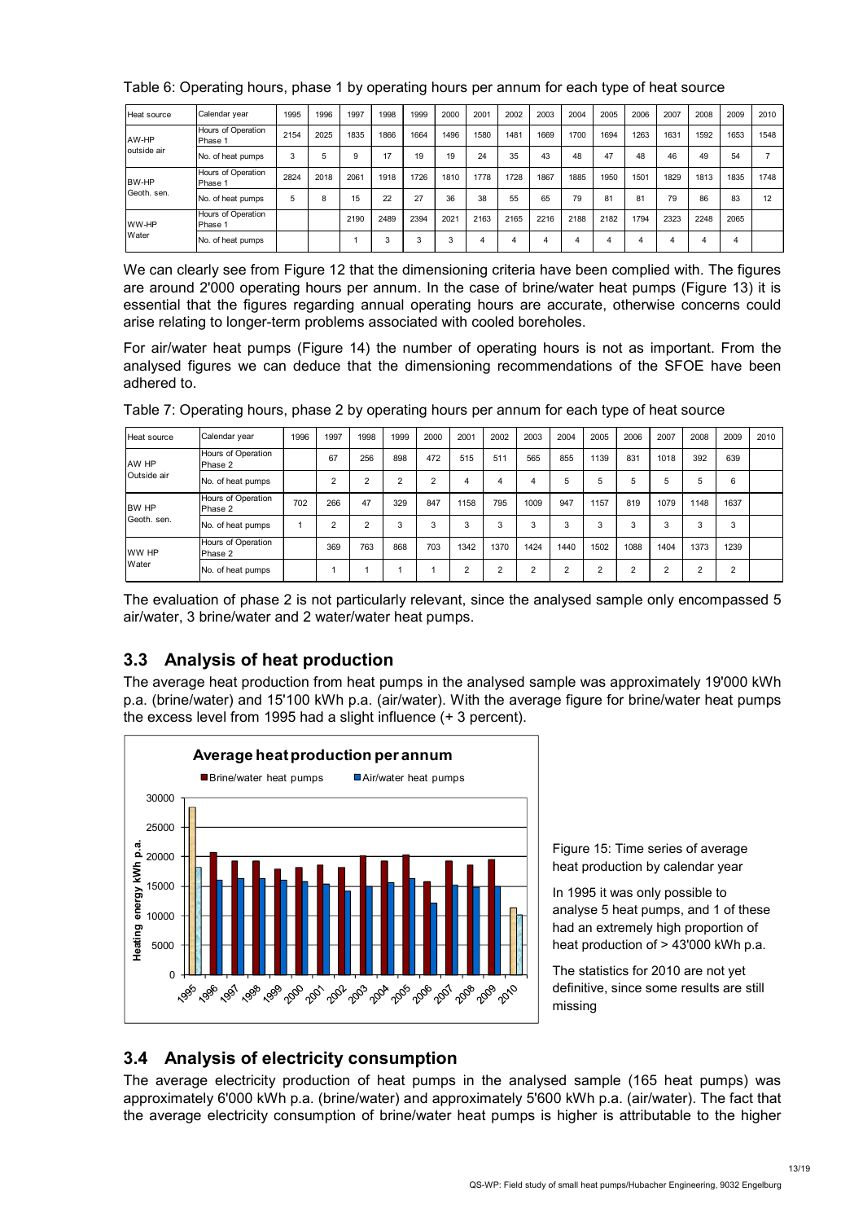Table 6: Operating hours, phase 1 by operating hours per annum for each type of heat source

| Heat source | Calendar year | 1995 | 1996 | 1997 | 1998 | 1999 | 2000 | 2001 | 2002 | 2003 | 2004 | 2005 | 2006 | 2007 | 2008 | 2009 | 2010 |
|---|---|---|---|---|---|---|---|---|---|---|---|---|---|---|---|---|---|
| AW-HP outside air | Hours of Operation Phase 1 | 2154 | 2025 | 1835 | 1866 | 1664 | 1496 | 1580 | 1481 | 1669 | 1700 | 1694 | 1263 | 1631 | 1592 | 1653 | 1548 |
| | No. of heat pumps | 3 | 5 | 9 | 17 | 19 | 19 | 24 | 35 | 43 | 48 | 47 | 48 | 46 | 49 | 54 | 7 |
| BW-HP Geoth. sen. | Hours of Operation Phase 1 | 2824 | 2018 | 2061 | 1918 | 1726 | 1810 | 1778 | 1728 | 1867 | 1885 | 1950 | 1501 | 1829 | 1813 | 1835 | 1748 |
| | No. of heat pumps | 5 | 8 | 15 | 22 | 27 | 36 | 38 | 55 | 65 | 79 | 81 | 81 | 79 | 86 | 83 | 12 |
| WW-HP Water | Hours of Operation Phase 1 | | | 2190 | 2489 | 2394 | 2021 | 2163 | 2165 | 2216 | 2188 | 2182 | 1794 | 2323 | 2248 | 2065 | |
| | No. of heat pumps | | | 1 | 3 | 3 | 3 | 4 | 4 | 4 | 4 | 4 | 4 | 4 | 4 | 4 | |

We can clearly see from Figure 12 that the dimensioning criteria have been complied with. The figures are around 2'000 operating hours per annum. In the case of brine/water heat pumps (Figure 13) it is essential that the figures regarding annual operating hours are accurate, otherwise concerns could arise relating to longer-term problems associated with cooled boreholes.

For air/water heat pumps (Figure 14) the number of operating hours is not as important. From the analysed figures we can deduce that the dimensioning recommendations of the SFOE have been adhered to.

Table 7: Operating hours, phase 2 by operating hours per annum for each type of heat source

| Heat source | Calendar year | 1996 | 1997 | 1998 | 1999 | 2000 | 2001 | 2002 | 2003 | 2004 | 2005 | 2006 | 2007 | 2008 | 2009 | 2010 |
|---|---|---|---|---|---|---|---|---|---|---|---|---|---|---|---|---|
| AW HP Outside air | Hours of Operation Phase 2 | | 67 | 256 | 898 | 472 | 515 | 511 | 565 | 855 | 1139 | 831 | 1018 | 392 | 639 | |
| | No. of heat pumps | | 2 | 2 | 2 | 2 | 4 | 4 | 4 | 5 | 5 | 5 | 5 | 5 | 6 | |
| BW HP Geoth. sen. | Hours of Operation Phase 2 | 702 | 266 | 47 | 329 | 847 | 1158 | 795 | 1009 | 947 | 1157 | 819 | 1079 | 1148 | 1637 | |
| | No. of heat pumps | 1 | 2 | 2 | 3 | 3 | 3 | 3 | 3 | 3 | 3 | 3 | 3 | 3 | 3 | |
| WW HP Water | Hours of Operation Phase 2 | | 369 | 763 | 868 | 703 | 1342 | 1370 | 1424 | 1440 | 1502 | 1088 | 1404 | 1373 | 1239 | |
| | No. of heat pumps | | 1 | 1 | 1 | 1 | 2 | 2 | 2 | 2 | 2 | 2 | 2 | 2 | 2 | |

The evaluation of phase 2 is not particularly relevant, since the analysed sample only encompassed 5 air/water, 3 brine/water and 2 water/water heat pumps.

## 3.3 Analysis of heat production

The average heat production from heat pumps in the analysed sample was approximately 19'000 kWh p.a. (brine/water) and 15'100 kWh p.a. (air/water). With the average figure for brine/water heat pumps the excess level from 1995 had a slight influence (+ 3 percent).

Figure 15: Time series of average heat production by calendar year

In 1995 it was only possible to analyse 5 heat pumps, and 1 of these had an extremely high proportion of heat production of > 43'000 kWh p.a.

The statistics for 2010 are not yet definitive, since some results are still missing

## 3.4 Analysis of electricity consumption

The average electricity production of heat pumps in the analysed sample (165 heat pumps) was approximately 6'000 kWh p.a. (brine/water) and approximately 5'600 kWh p.a. (air/water). The fact that the average electricity consumption of brine/water heat pumps is higher is attributable to the higher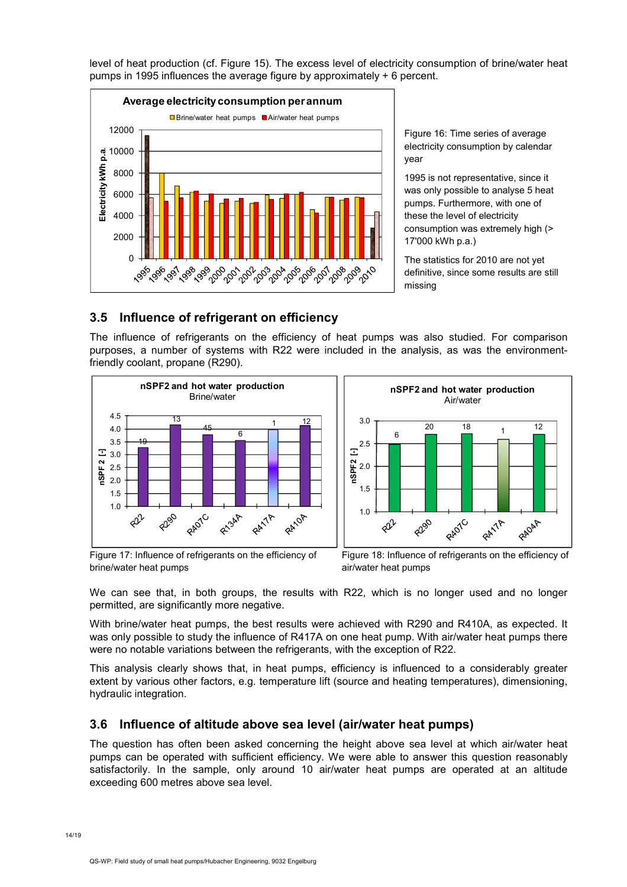level of heat production (cf. Figure 15). The excess level of electricity consumption of brine/water heat pumps in 1995 influences the average figure by approximately + 6 percent.

Figure 16: Time series of average electricity consumption by calendar year

1995 is not representative, since it was only possible to analyse 5 heat pumps. Furthermore, with one of these the level of electricity consumption was extremely high (> 17'000 kWh p.a.)

The statistics for 2010 are not yet definitive, since some results are still missing

## 3.5 Influence of refrigerant on efficiency

The influence of refrigerants on the efficiency of heat pumps was also studied. For comparison purposes, a number of systems with R22 were included in the analysis, as was the environment-friendly coolant, propane (R290).

Figure 17: Influence of refrigerants on the efficiency of brine/water heat pumps

Figure 18: Influence of refrigerants on the efficiency of air/water heat pumps

We can see that, in both groups, the results with R22, which is no longer used and no longer permitted, are significantly more negative.

With brine/water heat pumps, the best results were achieved with R290 and R410A, as expected. It was only possible to study the influence of R417A on one heat pump. With air/water heat pumps there were no notable variations between the refrigerants, with the exception of R22.

This analysis clearly shows that, in heat pumps, efficiency is influenced to a considerably greater extent by various other factors, e.g. temperature lift (source and heating temperatures), dimensioning, hydraulic integration.

## 3.6 Influence of altitude above sea level (air/water heat pumps)

The question has often been asked concerning the height above sea level at which air/water heat pumps can be operated with sufficient efficiency. We were able to answer this question reasonably satisfactorily. In the sample, only around 10 air/water heat pumps are operated at an altitude exceeding 600 metres above sea level.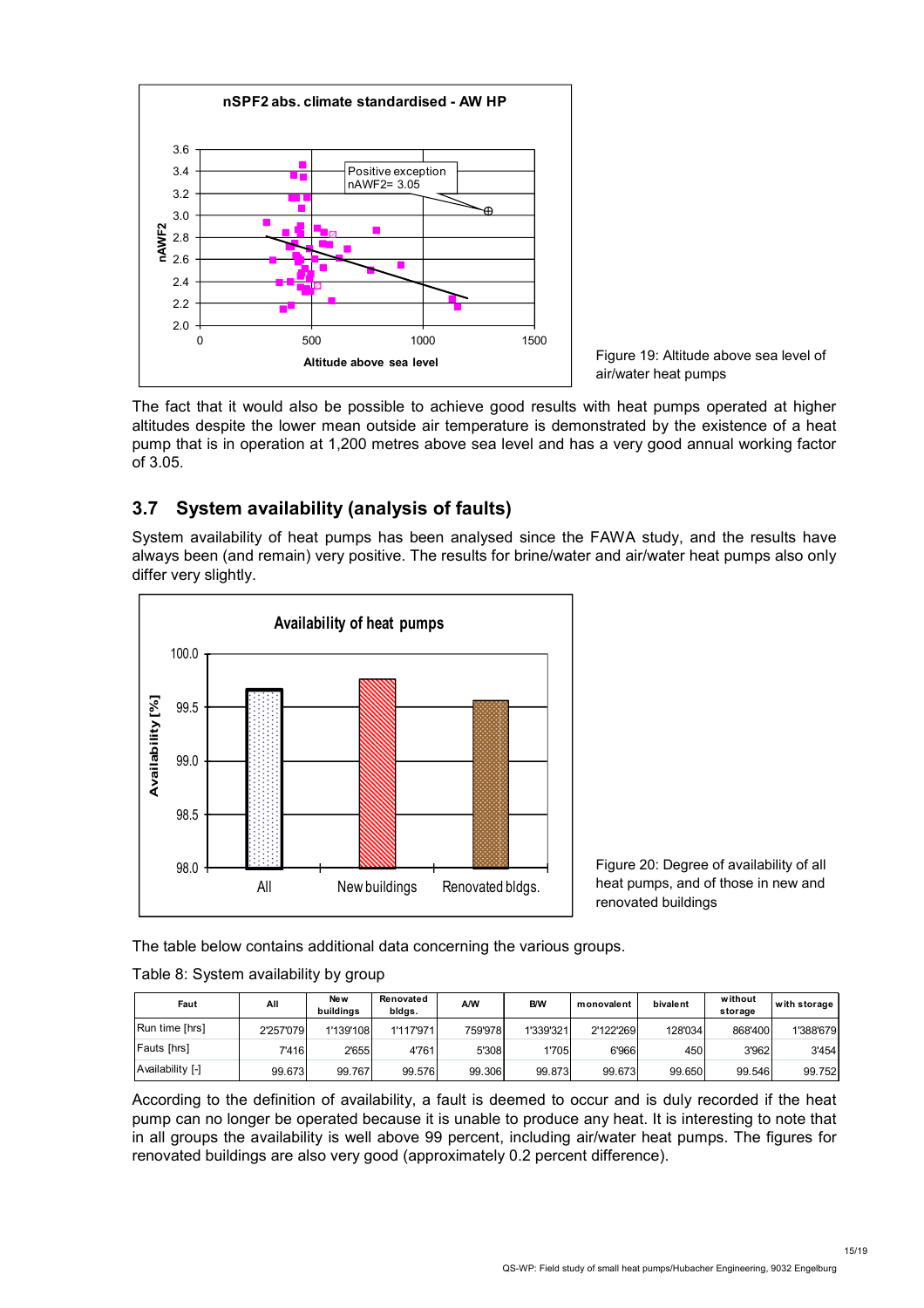Figure 19: Altitude above sea level of air/water heat pumps

The fact that it would also be possible to achieve good results with heat pumps operated at higher altitudes despite the lower mean outside air temperature is demonstrated by the existence of a heat pump that is in operation at 1,200 metres above sea level and has a very good annual working factor of 3.05.

## 3.7 System availability (analysis of faults)

System availability of heat pumps has been analysed since the FAWA study, and the results have always been (and remain) very positive. The results for brine/water and air/water heat pumps also only differ very slightly.

Figure 20: Degree of availability of all heat pumps, and of those in new and renovated buildings

The table below contains additional data concerning the various groups.

Table 8: System availability by group

| Faut | All | New buildings | Renovated bldgs. | A/W | B/W | monovalent | bivalent | without storage | with storage |
|---|---|---|---|---|---|---|---|---|---|
| Run time [hrs] | 2'257'079 | 1'139'108 | 1'117'971 | 759'978 | 1'339'321 | 2'122'269 | 128'034 | 868'400 | 1'388'679 |
| Fauts [hrs] | 7'416 | 2'655 | 4'761 | 5'308 | 1'705 | 6'966 | 450 | 3'962 | 3'454 |
| Availability [-] | 99.673 | 99.767 | 99.576 | 99.306 | 99.873 | 99.673 | 99.650 | 99.546 | 99.752 |

According to the definition of availability, a fault is deemed to occur and is duly recorded if the heat pump can no longer be operated because it is unable to produce any heat. It is interesting to note that in all groups the availability is well above 99 percent, including air/water heat pumps. The figures for renovated buildings are also very good (approximately 0.2 percent difference).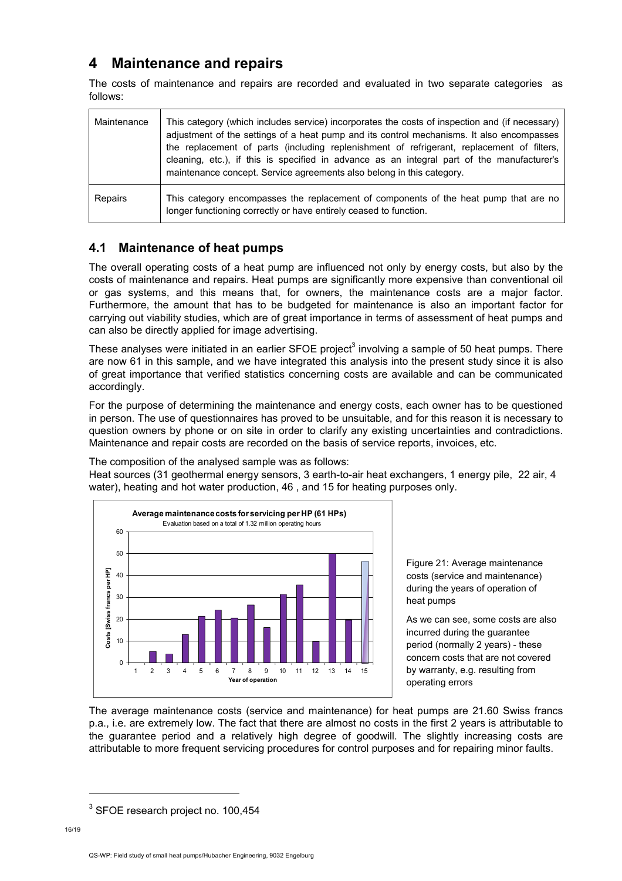# 4 Maintenance and repairs

The costs of maintenance and repairs are recorded and evaluated in two separate categories as follows:

| | |
|---|---|
| Maintenance | This category (which includes service) incorporates the costs of inspection and (if necessary) adjustment of the settings of a heat pump and its control mechanisms. It also encompasses the replacement of parts (including replenishment of refrigerant, replacement of filters, cleaning, etc.), if this is specified in advance as an integral part of the manufacturer's maintenance concept. Service agreements also belong in this category. |
| Repairs | This category encompasses the replacement of components of the heat pump that are no longer functioning correctly or have entirely ceased to function. |

## 4.1 Maintenance of heat pumps

The overall operating costs of a heat pump are influenced not only by energy costs, but also by the costs of maintenance and repairs. Heat pumps are significantly more expensive than conventional oil or gas systems, and this means that, for owners, the maintenance costs are a major factor. Furthermore, the amount that has to be budgeted for maintenance is also an important factor for carrying out viability studies, which are of great importance in terms of assessment of heat pumps and can also be directly applied for image advertising.

These analyses were initiated in an earlier SFOE project[3] involving a sample of 50 heat pumps. There are now 61 in this sample, and we have integrated this analysis into the present study since it is also of great importance that verified statistics concerning costs are available and can be communicated accordingly.

For the purpose of determining the maintenance and energy costs, each owner has to be questioned in person. The use of questionnaires has proved to be unsuitable, and for this reason it is necessary to question owners by phone or on site in order to clarify any existing uncertainties and contradictions. Maintenance and repair costs are recorded on the basis of service reports, invoices, etc.

The composition of the analysed sample was as follows:
Heat sources (31 geothermal energy sensors, 3 earth-to-air heat exchangers, 1 energy pile, 22 air, 4 water), heating and hot water production, 46 , and 15 for heating purposes only.

**Average maintenance costs for servicing per HP (61 HPs)**
Evaluation based on a total of 1.32 million operating hours

| Year of operation | Costs [Swiss francs per HP] (approx.) |
|---|---|
| 1 | 0 |
| 2 | 5 |
| 3 | 4 |
| 4 | 13 |
| 5 | 21 |
| 6 | 24 |
| 7 | 20 |
| 8 | 26 |
| 9 | 16 |
| 10 | 31 |
| 11 | 36 |
| 12 | 10 |
| 13 | 50 |
| 14 | 20 |
| 15 | 46 |

Figure 21: Average maintenance costs (service and maintenance) during the years of operation of heat pumps

As we can see, some costs are also incurred during the guarantee period (normally 2 years) - these concern costs that are not covered by warranty, e.g. resulting from operating errors

The average maintenance costs (service and maintenance) for heat pumps are 21.60 Swiss francs p.a., i.e. are extremely low. The fact that there are almost no costs in the first 2 years is attributable to the guarantee period and a relatively high degree of goodwill. The slightly increasing costs are attributable to more frequent servicing procedures for control purposes and for repairing minor faults.

[3] SFOE research project no. 100,454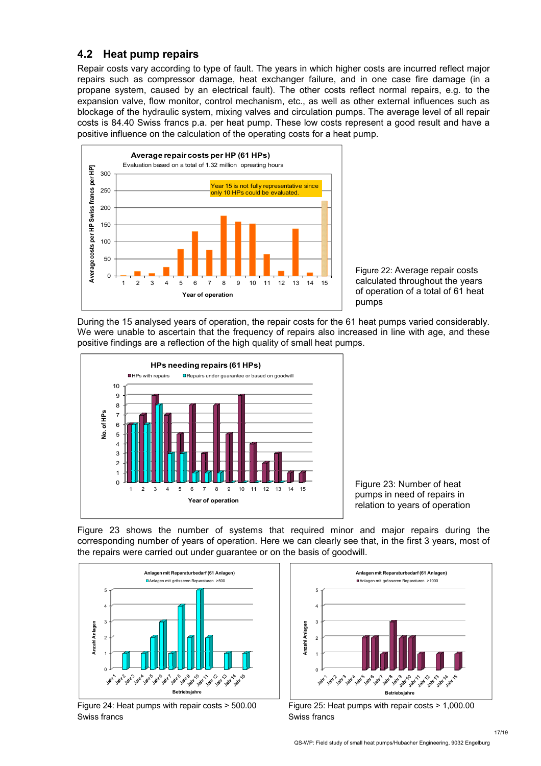## 4.2 Heat pump repairs

Repair costs vary according to type of fault. The years in which higher costs are incurred reflect major repairs such as compressor damage, heat exchanger failure, and in one case fire damage (in a propane system, caused by an electrical fault). The other costs reflect normal repairs, e.g. to the expansion valve, flow monitor, control mechanism, etc., as well as other external influences such as blockage of the hydraulic system, mixing valves and circulation pumps. The average level of all repair costs is 84.40 Swiss francs p.a. per heat pump. These low costs represent a good result and have a positive influence on the calculation of the operating costs for a heat pump.

Figure 22: Average repair costs calculated throughout the years of operation of a total of 61 heat pumps

During the 15 analysed years of operation, the repair costs for the 61 heat pumps varied considerably. We were unable to ascertain that the frequency of repairs also increased in line with age, and these positive findings are a reflection of the high quality of small heat pumps.

Figure 23: Number of heat pumps in need of repairs in relation to years of operation

Figure 23 shows the number of systems that required minor and major repairs during the corresponding number of years of operation. Here we can clearly see that, in the first 3 years, most of the repairs were carried out under guarantee or on the basis of goodwill.

Figure 24: Heat pumps with repair costs > 500.00 Swiss francs

Figure 25: Heat pumps with repair costs > 1,000.00 Swiss francs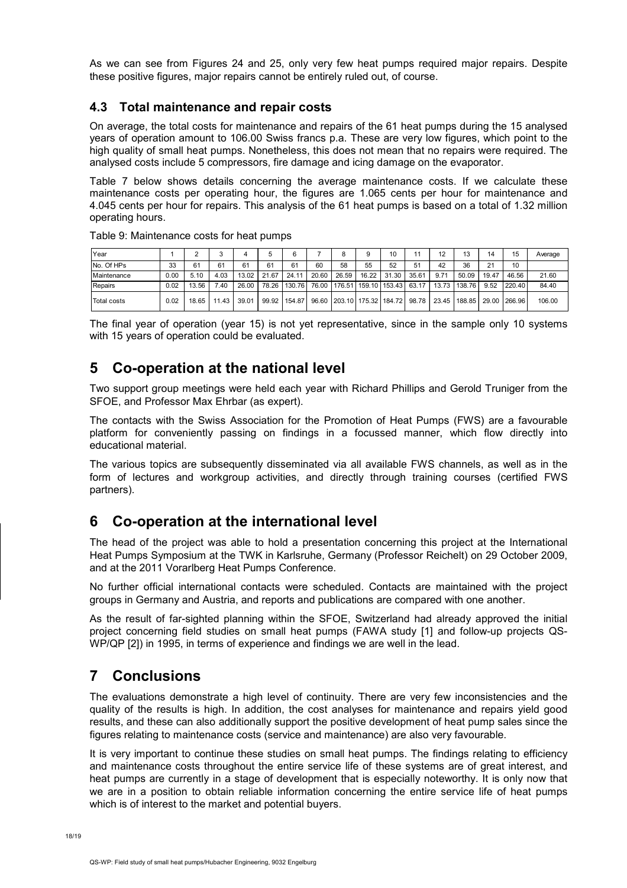As we can see from Figures 24 and 25, only very few heat pumps required major repairs. Despite these positive figures, major repairs cannot be entirely ruled out, of course.

## 4.3 Total maintenance and repair costs

On average, the total costs for maintenance and repairs of the 61 heat pumps during the 15 analysed years of operation amount to 106.00 Swiss francs p.a. These are very low figures, which point to the high quality of small heat pumps. Nonetheless, this does not mean that no repairs were required. The analysed costs include 5 compressors, fire damage and icing damage on the evaporator.

Table 7 below shows details concerning the average maintenance costs. If we calculate these maintenance costs per operating hour, the figures are 1.065 cents per hour for maintenance and 4.045 cents per hour for repairs. This analysis of the 61 heat pumps is based on a total of 1.32 million operating hours.

Table 9: Maintenance costs for heat pumps

| Year | 1 | 2 | 3 | 4 | 5 | 6 | 7 | 8 | 9 | 10 | 11 | 12 | 13 | 14 | 15 | Average |
|---|---|---|---|---|---|---|---|---|---|---|---|---|---|---|---|---|
| No. Of HPs | 33 | 61 | 61 | 61 | 61 | 61 | 60 | 58 | 55 | 52 | 51 | 42 | 36 | 21 | 10 | |
| Maintenance | 0.00 | 5.10 | 4.03 | 13.02 | 21.67 | 24.11 | 20.60 | 26.59 | 16.22 | 31.30 | 35.61 | 9.71 | 50.09 | 19.47 | 46.56 | 21.60 |
| Repairs | 0.02 | 13.56 | 7.40 | 26.00 | 78.26 | 130.76 | 76.00 | 176.51 | 159.10 | 153.43 | 63.17 | 13.73 | 138.76 | 9.52 | 220.40 | 84.40 |
| Total costs | 0.02 | 18.65 | 11.43 | 39.01 | 99.92 | 154.87 | 96.60 | 203.10 | 175.32 | 184.72 | 98.78 | 23.45 | 188.85 | 29.00 | 266.96 | 106.00 |

The final year of operation (year 15) is not yet representative, since in the sample only 10 systems with 15 years of operation could be evaluated.

# 5 Co-operation at the national level

Two support group meetings were held each year with Richard Phillips and Gerold Truniger from the SFOE, and Professor Max Ehrbar (as expert).

The contacts with the Swiss Association for the Promotion of Heat Pumps (FWS) are a favourable platform for conveniently passing on findings in a focussed manner, which flow directly into educational material.

The various topics are subsequently disseminated via all available FWS channels, as well as in the form of lectures and workgroup activities, and directly through training courses (certified FWS partners).

# 6 Co-operation at the international level

The head of the project was able to hold a presentation concerning this project at the International Heat Pumps Symposium at the TWK in Karlsruhe, Germany (Professor Reichelt) on 29 October 2009, and at the 2011 Vorarlberg Heat Pumps Conference.

No further official international contacts were scheduled. Contacts are maintained with the project groups in Germany and Austria, and reports and publications are compared with one another.

As the result of far-sighted planning within the SFOE, Switzerland had already approved the initial project concerning field studies on small heat pumps (FAWA study [1] and follow-up projects QS-WP/QP [2]) in 1995, in terms of experience and findings we are well in the lead.

# 7 Conclusions

The evaluations demonstrate a high level of continuity. There are very few inconsistencies and the quality of the results is high. In addition, the cost analyses for maintenance and repairs yield good results, and these can also additionally support the positive development of heat pump sales since the figures relating to maintenance costs (service and maintenance) are also very favourable.

It is very important to continue these studies on small heat pumps. The findings relating to efficiency and maintenance costs throughout the entire service life of these systems are of great interest, and heat pumps are currently in a stage of development that is especially noteworthy. It is only now that we are in a position to obtain reliable information concerning the entire service life of heat pumps which is of interest to the market and potential buyers.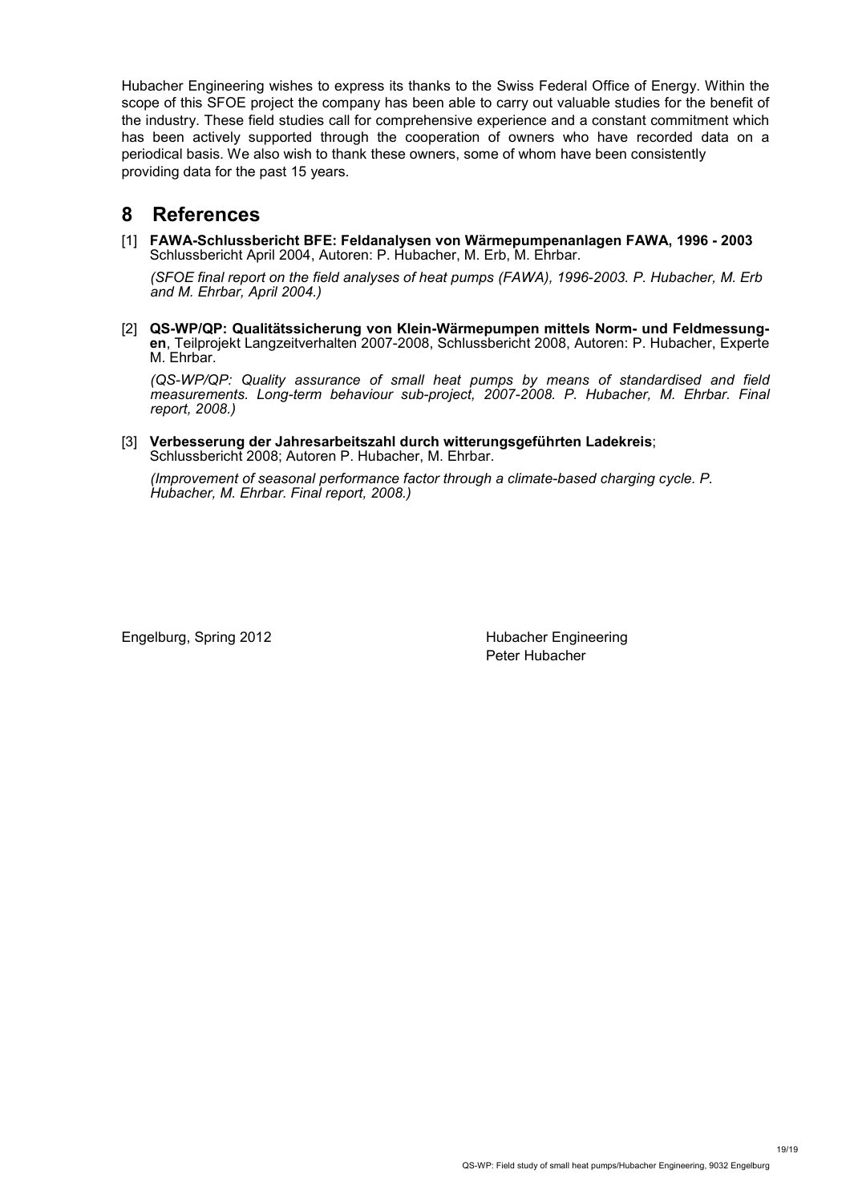Hubacher Engineering wishes to express its thanks to the Swiss Federal Office of Energy. Within the scope of this SFOE project the company has been able to carry out valuable studies for the benefit of the industry. These field studies call for comprehensive experience and a constant commitment which has been actively supported through the cooperation of owners who have recorded data on a periodical basis. We also wish to thank these owners, some of whom have been consistently providing data for the past 15 years.

# 8 References

[1] **FAWA-Schlussbericht BFE: Feldanalysen von Wärmepumpenanlagen FAWA, 1996 - 2003** Schlussbericht April 2004, Autoren: P. Hubacher, M. Erb, M. Ehrbar.

*(SFOE final report on the field analyses of heat pumps (FAWA), 1996-2003. P. Hubacher, M. Erb and M. Ehrbar, April 2004.)*

[2] **QS-WP/QP: Qualitätssicherung von Klein-Wärmepumpen mittels Norm- und Feldmessungen**, Teilprojekt Langzeitverhalten 2007-2008, Schlussbericht 2008, Autoren: P. Hubacher, Experte M. Ehrbar.

*(QS-WP/QP: Quality assurance of small heat pumps by means of standardised and field measurements. Long-term behaviour sub-project, 2007-2008. P. Hubacher, M. Ehrbar. Final report, 2008.)*

[3] **Verbesserung der Jahresarbeitszahl durch witterungsgeführten Ladekreis**; Schlussbericht 2008; Autoren P. Hubacher, M. Ehrbar.

*(Improvement of seasonal performance factor through a climate-based charging cycle. P. Hubacher, M. Ehrbar. Final report, 2008.)*

Engelburg, Spring 2012

Hubacher Engineering
Peter Hubacher